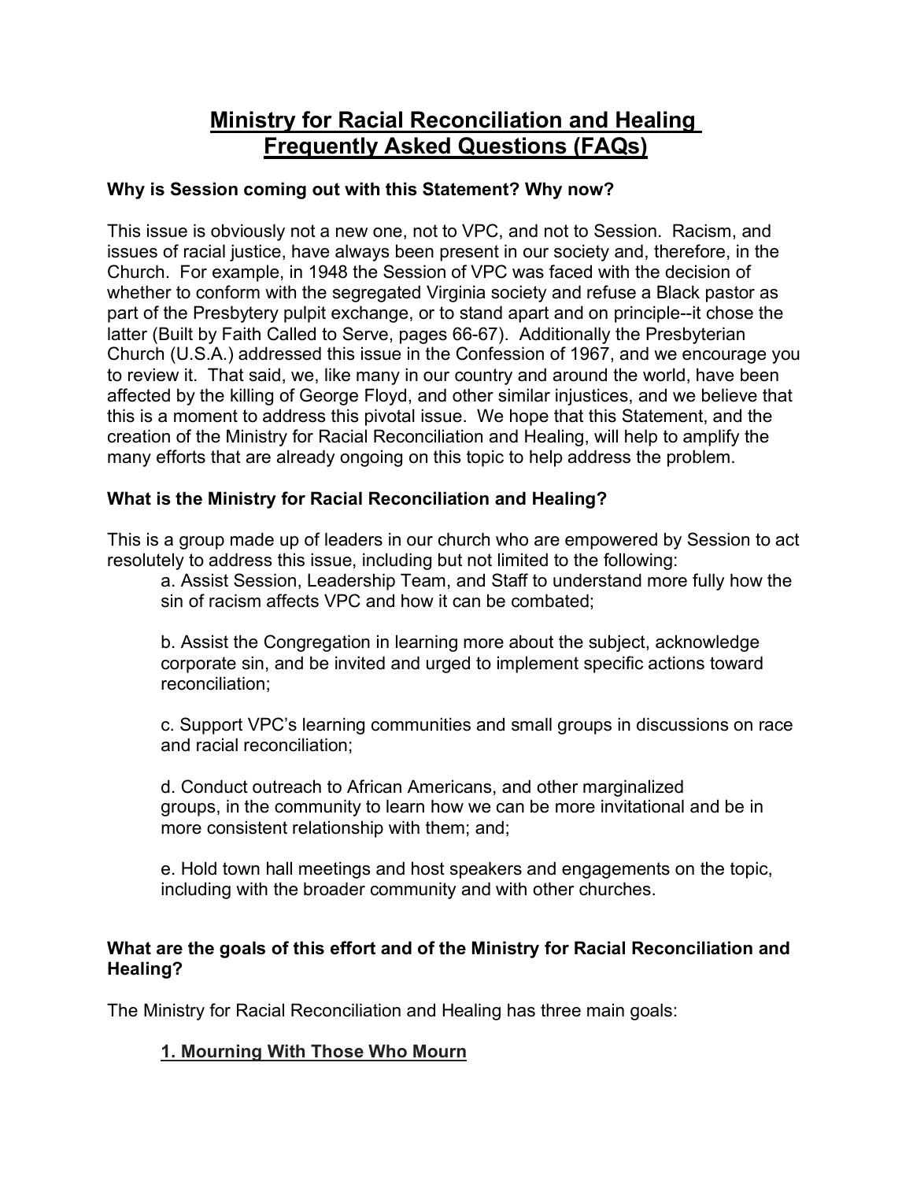# Ministry for Racial Reconciliation and Healing
# Frequently Asked Questions (FAQs)

**Why is Session coming out with this Statement? Why now?**

This issue is obviously not a new one, not to VPC, and not to Session. Racism, and issues of racial justice, have always been present in our society and, therefore, in the Church. For example, in 1948 the Session of VPC was faced with the decision of whether to conform with the segregated Virginia society and refuse a Black pastor as part of the Presbytery pulpit exchange, or to stand apart and on principle--it chose the latter (Built by Faith Called to Serve, pages 66-67). Additionally the Presbyterian Church (U.S.A.) addressed this issue in the Confession of 1967, and we encourage you to review it. That said, we, like many in our country and around the world, have been affected by the killing of George Floyd, and other similar injustices, and we believe that this is a moment to address this pivotal issue. We hope that this Statement, and the creation of the Ministry for Racial Reconciliation and Healing, will help to amplify the many efforts that are already ongoing on this topic to help address the problem.

**What is the Ministry for Racial Reconciliation and Healing?**

This is a group made up of leaders in our church who are empowered by Session to act resolutely to address this issue, including but not limited to the following:

a. Assist Session, Leadership Team, and Staff to understand more fully how the sin of racism affects VPC and how it can be combated;

b. Assist the Congregation in learning more about the subject, acknowledge corporate sin, and be invited and urged to implement specific actions toward reconciliation;

c. Support VPC's learning communities and small groups in discussions on race and racial reconciliation;

d. Conduct outreach to African Americans, and other marginalized groups, in the community to learn how we can be more invitational and be in more consistent relationship with them; and;

e. Hold town hall meetings and host speakers and engagements on the topic, including with the broader community and with other churches.

**What are the goals of this effort and of the Ministry for Racial Reconciliation and Healing?**

The Ministry for Racial Reconciliation and Healing has three main goals:

**1. Mourning With Those Who Mourn**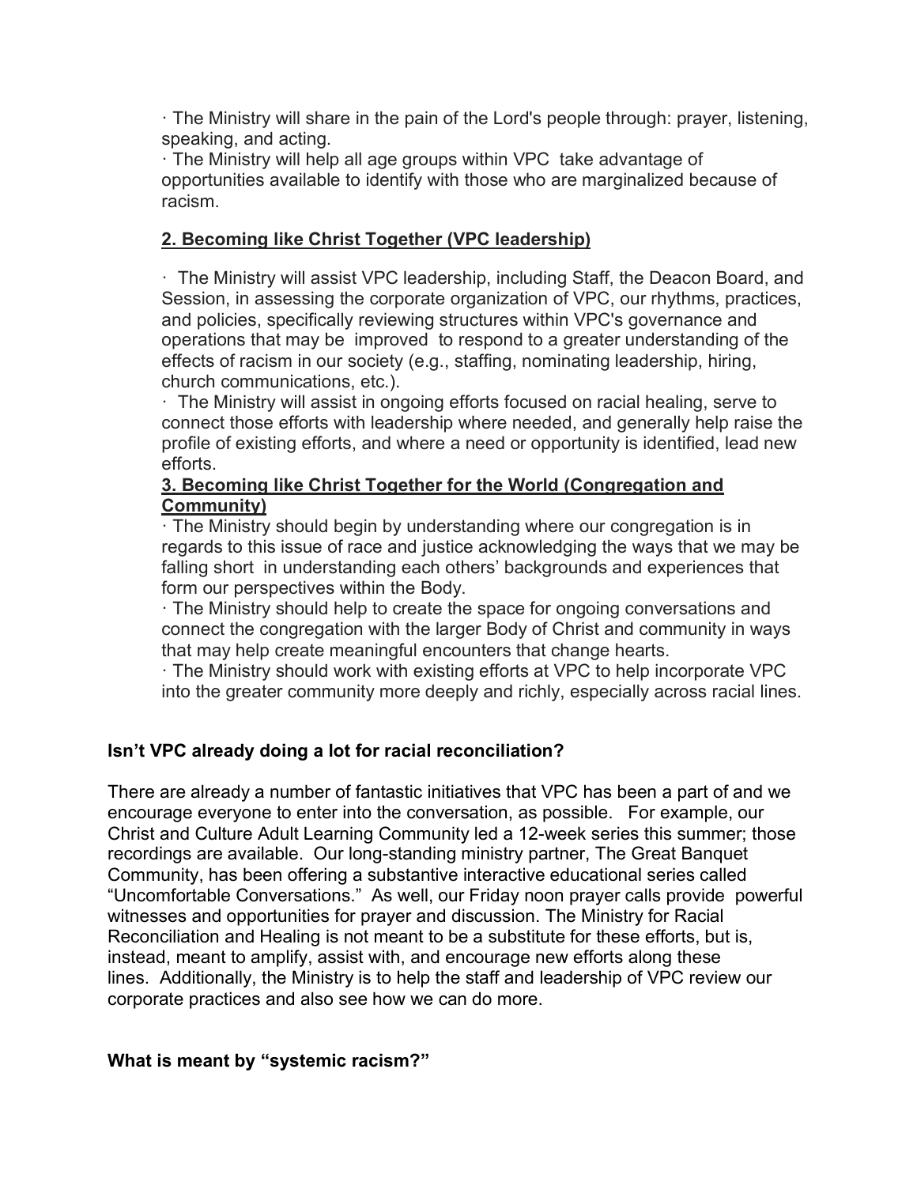- The Ministry will share in the pain of the Lord's people through: prayer, listening, speaking, and acting.
- The Ministry will help all age groups within VPC take advantage of opportunities available to identify with those who are marginalized because of racism.

**2. Becoming like Christ Together (VPC leadership)**

- The Ministry will assist VPC leadership, including Staff, the Deacon Board, and Session, in assessing the corporate organization of VPC, our rhythms, practices, and policies, specifically reviewing structures within VPC's governance and operations that may be improved to respond to a greater understanding of the effects of racism in our society (e.g., staffing, nominating leadership, hiring, church communications, etc.).
- The Ministry will assist in ongoing efforts focused on racial healing, serve to connect those efforts with leadership where needed, and generally help raise the profile of existing efforts, and where a need or opportunity is identified, lead new efforts.

**3. Becoming like Christ Together for the World (Congregation and Community)**

- The Ministry should begin by understanding where our congregation is in regards to this issue of race and justice acknowledging the ways that we may be falling short in understanding each others' backgrounds and experiences that form our perspectives within the Body.
- The Ministry should help to create the space for ongoing conversations and connect the congregation with the larger Body of Christ and community in ways that may help create meaningful encounters that change hearts.
- The Ministry should work with existing efforts at VPC to help incorporate VPC into the greater community more deeply and richly, especially across racial lines.

**Isn't VPC already doing a lot for racial reconciliation?**

There are already a number of fantastic initiatives that VPC has been a part of and we encourage everyone to enter into the conversation, as possible. For example, our Christ and Culture Adult Learning Community led a 12-week series this summer; those recordings are available. Our long-standing ministry partner, The Great Banquet Community, has been offering a substantive interactive educational series called "Uncomfortable Conversations." As well, our Friday noon prayer calls provide powerful witnesses and opportunities for prayer and discussion. The Ministry for Racial Reconciliation and Healing is not meant to be a substitute for these efforts, but is, instead, meant to amplify, assist with, and encourage new efforts along these lines. Additionally, the Ministry is to help the staff and leadership of VPC review our corporate practices and also see how we can do more.

**What is meant by "systemic racism?"**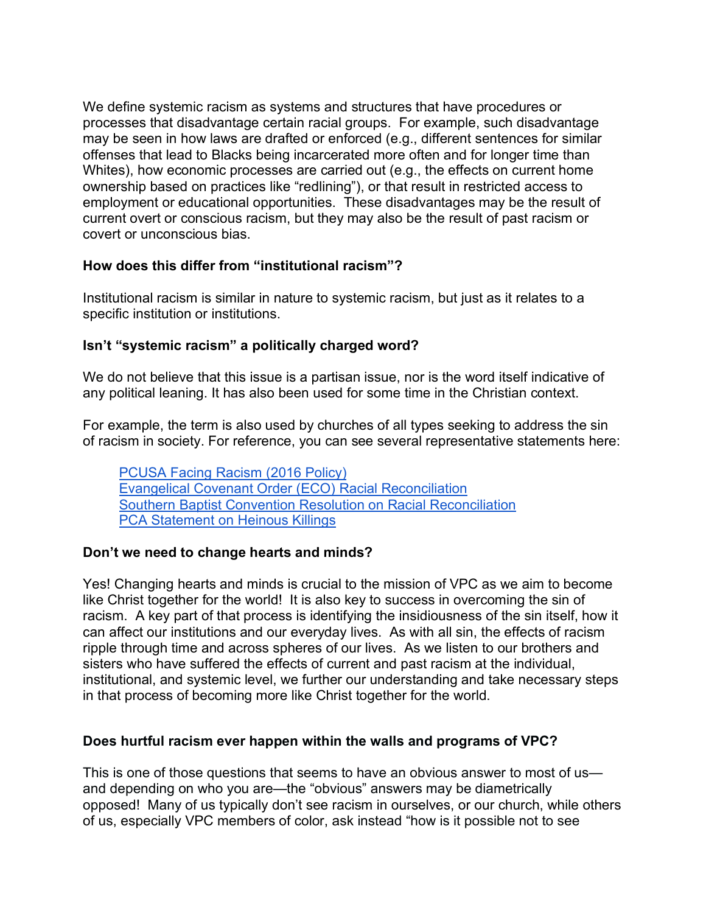We define systemic racism as systems and structures that have procedures or processes that disadvantage certain racial groups. For example, such disadvantage may be seen in how laws are drafted or enforced (e.g., different sentences for similar offenses that lead to Blacks being incarcerated more often and for longer time than Whites), how economic processes are carried out (e.g., the effects on current home ownership based on practices like "redlining"), or that result in restricted access to employment or educational opportunities. These disadvantages may be the result of current overt or conscious racism, but they may also be the result of past racism or covert or unconscious bias.

**How does this differ from "institutional racism"?**

Institutional racism is similar in nature to systemic racism, but just as it relates to a specific institution or institutions.

**Isn't "systemic racism" a politically charged word?**

We do not believe that this issue is a partisan issue, nor is the word itself indicative of any political leaning. It has also been used for some time in the Christian context.

For example, the term is also used by churches of all types seeking to address the sin of racism in society. For reference, you can see several representative statements here:

- PCUSA Facing Racism (2016 Policy)
- Evangelical Covenant Order (ECO) Racial Reconciliation
- Southern Baptist Convention Resolution on Racial Reconciliation
- PCA Statement on Heinous Killings

**Don't we need to change hearts and minds?**

Yes! Changing hearts and minds is crucial to the mission of VPC as we aim to become like Christ together for the world! It is also key to success in overcoming the sin of racism. A key part of that process is identifying the insidiousness of the sin itself, how it can affect our institutions and our everyday lives. As with all sin, the effects of racism ripple through time and across spheres of our lives. As we listen to our brothers and sisters who have suffered the effects of current and past racism at the individual, institutional, and systemic level, we further our understanding and take necessary steps in that process of becoming more like Christ together for the world.

**Does hurtful racism ever happen within the walls and programs of VPC?**

This is one of those questions that seems to have an obvious answer to most of us—and depending on who you are—the "obvious" answers may be diametrically opposed! Many of us typically don't see racism in ourselves, or our church, while others of us, especially VPC members of color, ask instead "how is it possible not to see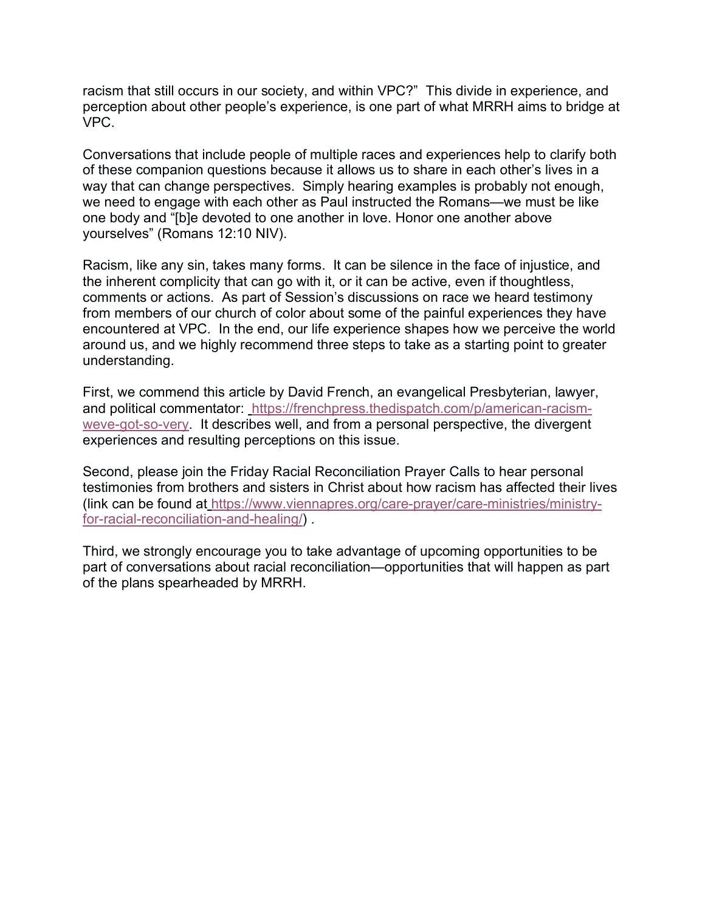racism that still occurs in our society, and within VPC?" This divide in experience, and perception about other people's experience, is one part of what MRRH aims to bridge at VPC.

Conversations that include people of multiple races and experiences help to clarify both of these companion questions because it allows us to share in each other's lives in a way that can change perspectives. Simply hearing examples is probably not enough, we need to engage with each other as Paul instructed the Romans—we must be like one body and "[b]e devoted to one another in love. Honor one another above yourselves" (Romans 12:10 NIV).

Racism, like any sin, takes many forms. It can be silence in the face of injustice, and the inherent complicity that can go with it, or it can be active, even if thoughtless, comments or actions. As part of Session's discussions on race we heard testimony from members of our church of color about some of the painful experiences they have encountered at VPC. In the end, our life experience shapes how we perceive the world around us, and we highly recommend three steps to take as a starting point to greater understanding.

First, we commend this article by David French, an evangelical Presbyterian, lawyer, and political commentator: https://frenchpress.thedispatch.com/p/american-racism-weve-got-so-very. It describes well, and from a personal perspective, the divergent experiences and resulting perceptions on this issue.

Second, please join the Friday Racial Reconciliation Prayer Calls to hear personal testimonies from brothers and sisters in Christ about how racism has affected their lives (link can be found at https://www.viennapres.org/care-prayer/care-ministries/ministry-for-racial-reconciliation-and-healing/) .

Third, we strongly encourage you to take advantage of upcoming opportunities to be part of conversations about racial reconciliation—opportunities that will happen as part of the plans spearheaded by MRRH.